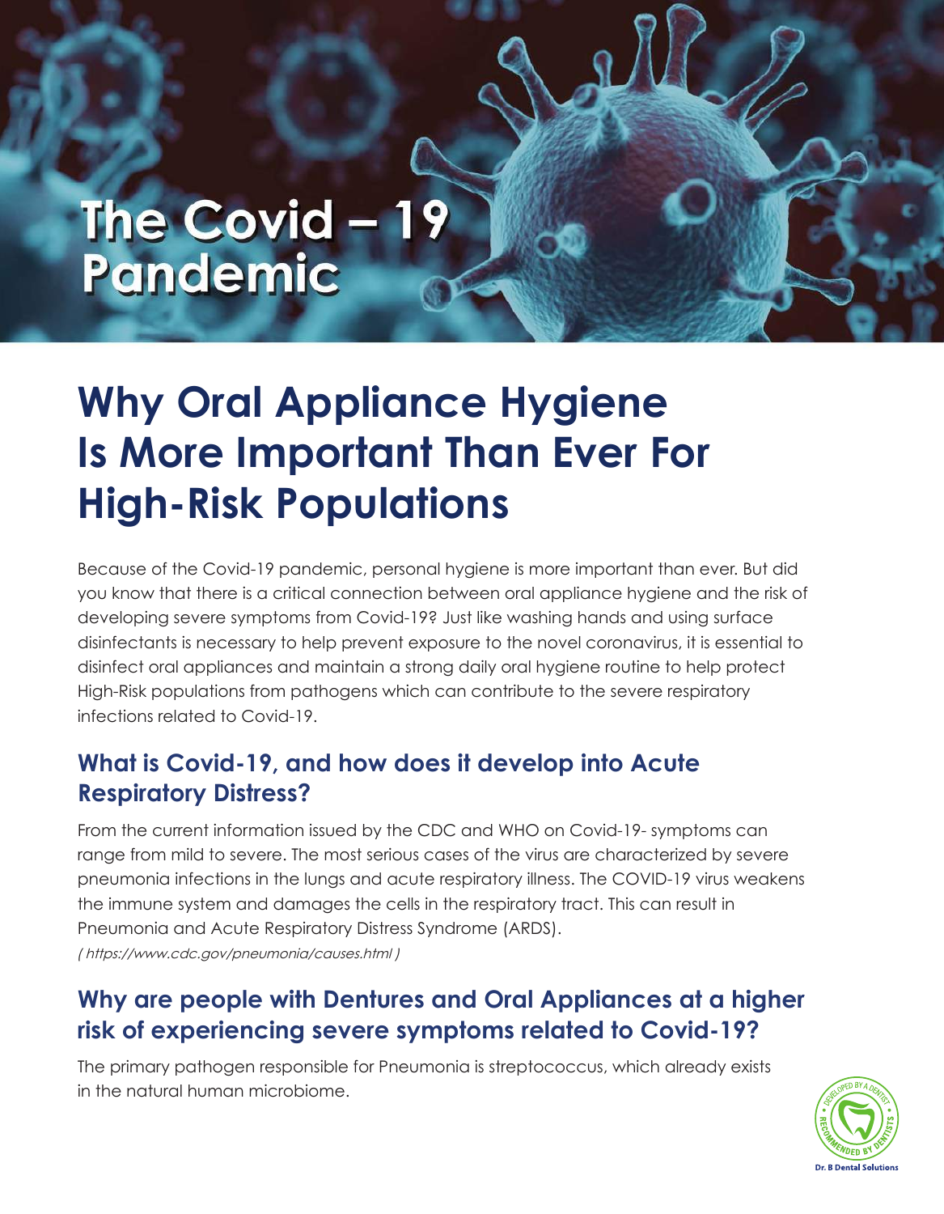# The Covid – 19 Pandemic

## Why Oral Appliance Hygiene Is More Important Than Ever For High-Risk Populations

Because of the Covid-19 pandemic, personal hygiene is more important than ever. But did you know that there is a critical connection between oral appliance hygiene and the risk of developing severe symptoms from Covid-19? Just like washing hands and using surface disinfectants is necessary to help prevent exposure to the novel coronavirus, it is essential to disinfect oral appliances and maintain a strong daily oral hygiene routine to help protect High-Risk populations from pathogens which can contribute to the severe respiratory infections related to Covid-19.

### What is Covid-19, and how does it develop into Acute Respiratory Distress?

From the current information issued by the CDC and WHO on Covid-19- symptoms can range from mild to severe. The most serious cases of the virus are characterized by severe pneumonia infections in the lungs and acute respiratory illness. The COVID-19 virus weakens the immune system and damages the cells in the respiratory tract. This can result in Pneumonia and Acute Respiratory Distress Syndrome (ARDS).

*( https://www.cdc.gov/pneumonia/causes.html )*

### Why are people with Dentures and Oral Appliances at a higher risk of experiencing severe symptoms related to Covid-19?

The primary pathogen responsible for Pneumonia is streptococcus, which already exists in the natural human microbiome.

Developed by a Dentist · Recommended by Dentists

Dr. B Dental Solutions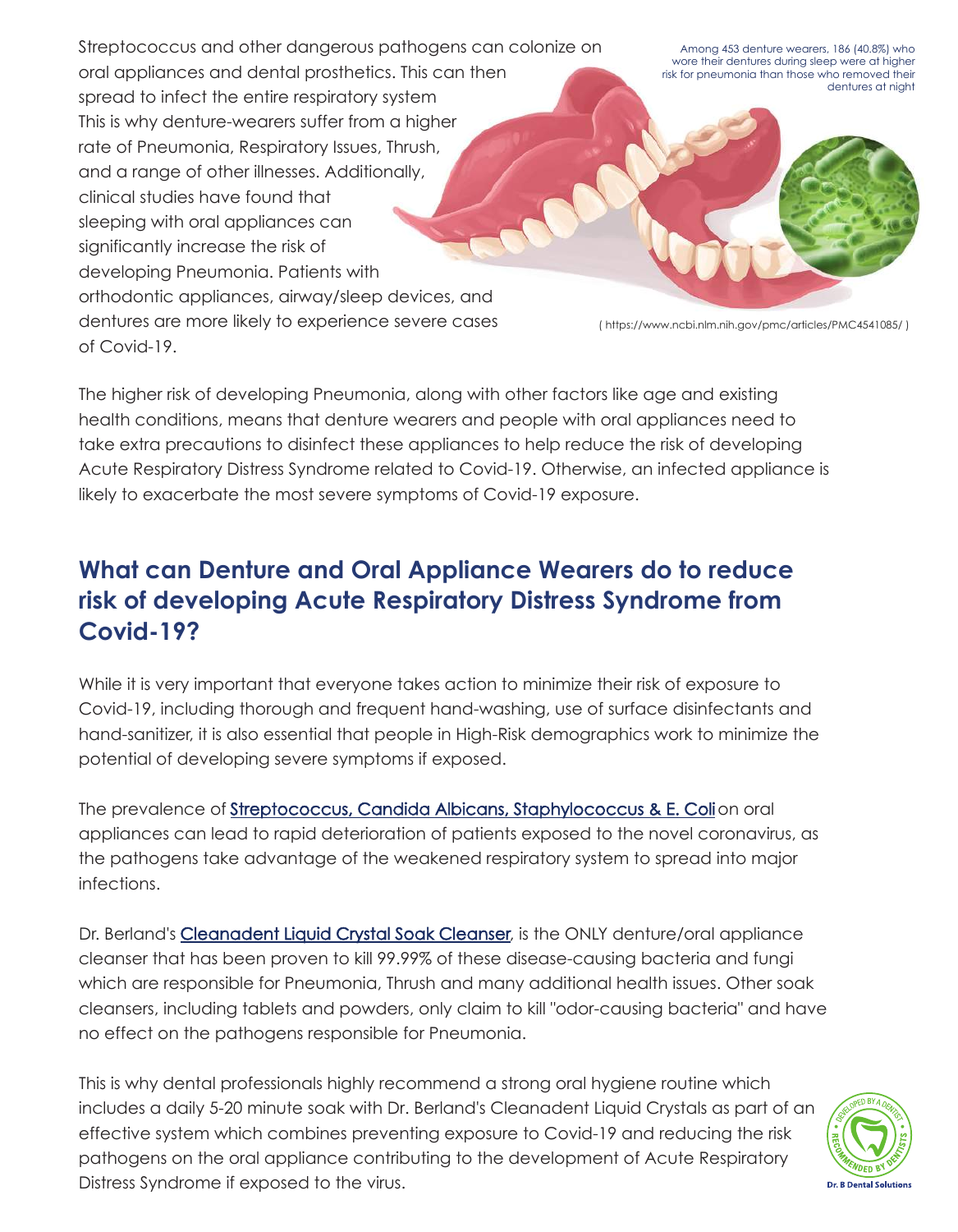Streptococcus and other dangerous pathogens can colonize on oral appliances and dental prosthetics. This can then spread to infect the entire respiratory system This is why denture-wearers suffer from a higher rate of Pneumonia, Respiratory Issues, Thrush, and a range of other illnesses. Additionally, clinical studies have found that sleeping with oral appliances can significantly increase the risk of developing Pneumonia. Patients with orthodontic appliances, airway/sleep devices, and dentures are more likely to experience severe cases of Covid-19.

Among 453 denture wearers, 186 (40.8%) who wore their dentures during sleep were at higher risk for pneumonia than those who removed their dentures at night

( https://www.ncbi.nlm.nih.gov/pmc/articles/PMC4541085/ )

The higher risk of developing Pneumonia, along with other factors like age and existing health conditions, means that denture wearers and people with oral appliances need to take extra precautions to disinfect these appliances to help reduce the risk of developing Acute Respiratory Distress Syndrome related to Covid-19. Otherwise, an infected appliance is likely to exacerbate the most severe symptoms of Covid-19 exposure.

## What can Denture and Oral Appliance Wearers do to reduce risk of developing Acute Respiratory Distress Syndrome from Covid-19?

While it is very important that everyone takes action to minimize their risk of exposure to Covid-19, including thorough and frequent hand-washing, use of surface disinfectants and hand-sanitizer, it is also essential that people in High-Risk demographics work to minimize the potential of developing severe symptoms if exposed.

The prevalence of Streptococcus, Candida Albicans, Staphylococcus & E. Coli on oral appliances can lead to rapid deterioration of patients exposed to the novel coronavirus, as the pathogens take advantage of the weakened respiratory system to spread into major infections.

Dr. Berland's Cleanadent Liquid Crystal Soak Cleanser, is the ONLY denture/oral appliance cleanser that has been proven to kill 99.99% of these disease-causing bacteria and fungi which are responsible for Pneumonia, Thrush and many additional health issues. Other soak cleansers, including tablets and powders, only claim to kill "odor-causing bacteria" and have no effect on the pathogens responsible for Pneumonia.

This is why dental professionals highly recommend a strong oral hygiene routine which includes a daily 5-20 minute soak with Dr. Berland's Cleanadent Liquid Crystals as part of an effective system which combines preventing exposure to Covid-19 and reducing the risk pathogens on the oral appliance contributing to the development of Acute Respiratory Distress Syndrome if exposed to the virus.

Dr. B Dental Solutions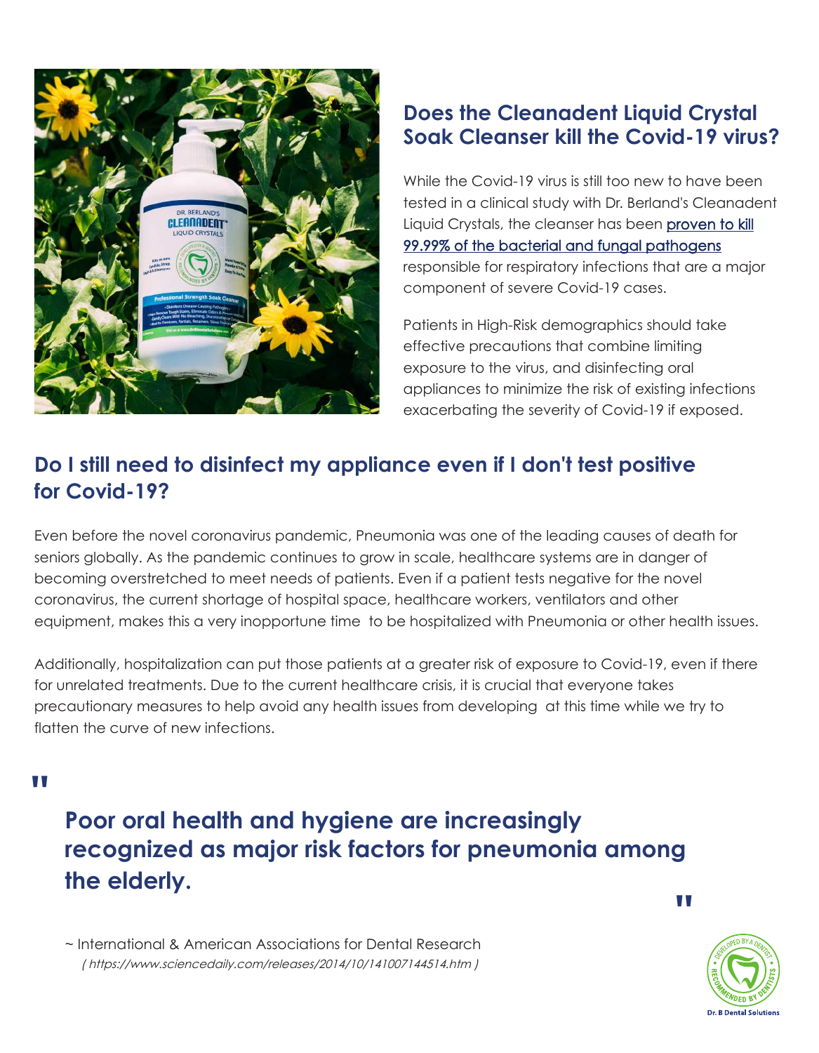## Does the Cleanadent Liquid Crystal Soak Cleanser kill the Covid-19 virus?

While the Covid-19 virus is still too new to have been tested in a clinical study with Dr. Berland's Cleanadent Liquid Crystals, the cleanser has been proven to kill 99.99% of the bacterial and fungal pathogens responsible for respiratory infections that are a major component of severe Covid-19 cases.

Patients in High-Risk demographics should take effective precautions that combine limiting exposure to the virus, and disinfecting oral appliances to minimize the risk of existing infections exacerbating the severity of Covid-19 if exposed.

## Do I still need to disinfect my appliance even if I don't test positive for Covid-19?

Even before the novel coronavirus pandemic, Pneumonia was one of the leading causes of death for seniors globally. As the pandemic continues to grow in scale, healthcare systems are in danger of becoming overstretched to meet needs of patients. Even if a patient tests negative for the novel coronavirus, the current shortage of hospital space, healthcare workers, ventilators and other equipment, makes this a very inopportune time to be hospitalized with Pneumonia or other health issues.

Additionally, hospitalization can put those patients at a greater risk of exposure to Covid-19, even if there for unrelated treatments. Due to the current healthcare crisis, it is crucial that everyone takes precautionary measures to help avoid any health issues from developing at this time while we try to flatten the curve of new infections.

> **"Poor oral health and hygiene are increasingly recognized as major risk factors for pneumonia among the elderly."**

~ International & American Associations for Dental Research
*( https://www.sciencedaily.com/releases/2014/10/141007144514.htm )*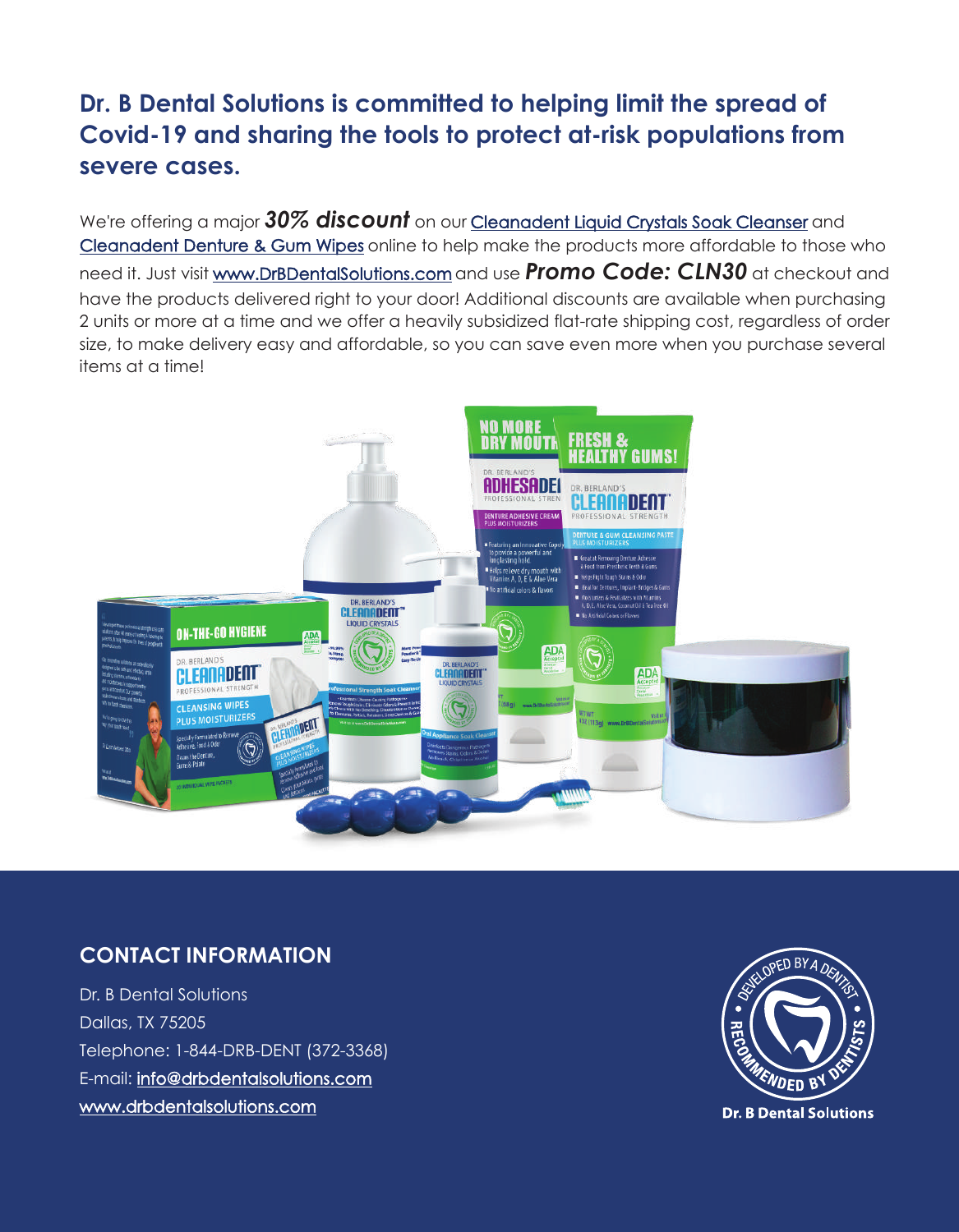## Dr. B Dental Solutions is committed to helping limit the spread of Covid-19 and sharing the tools to protect at-risk populations from severe cases.

We're offering a major ***30% discount*** on our Cleanadent Liquid Crystals Soak Cleanser and Cleanadent Denture & Gum Wipes online to help make the products more affordable to those who need it. Just visit www.DrBDentalSolutions.com and use ***Promo Code: CLN30*** at checkout and have the products delivered right to your door! Additional discounts are available when purchasing 2 units or more at a time and we offer a heavily subsidized flat-rate shipping cost, regardless of order size, to make delivery easy and affordable, so you can save even more when you purchase several items at a time!

## CONTACT INFORMATION

Dr. B Dental Solutions
Dallas, TX 75205
Telephone: 1-844-DRB-DENT (372-3368)
E-mail: info@drbdentalsolutions.com
www.drbdentalsolutions.com

DEVELOPED BY A DENTIST • RECOMMENDED BY DENTISTS
Dr. B Dental Solutions